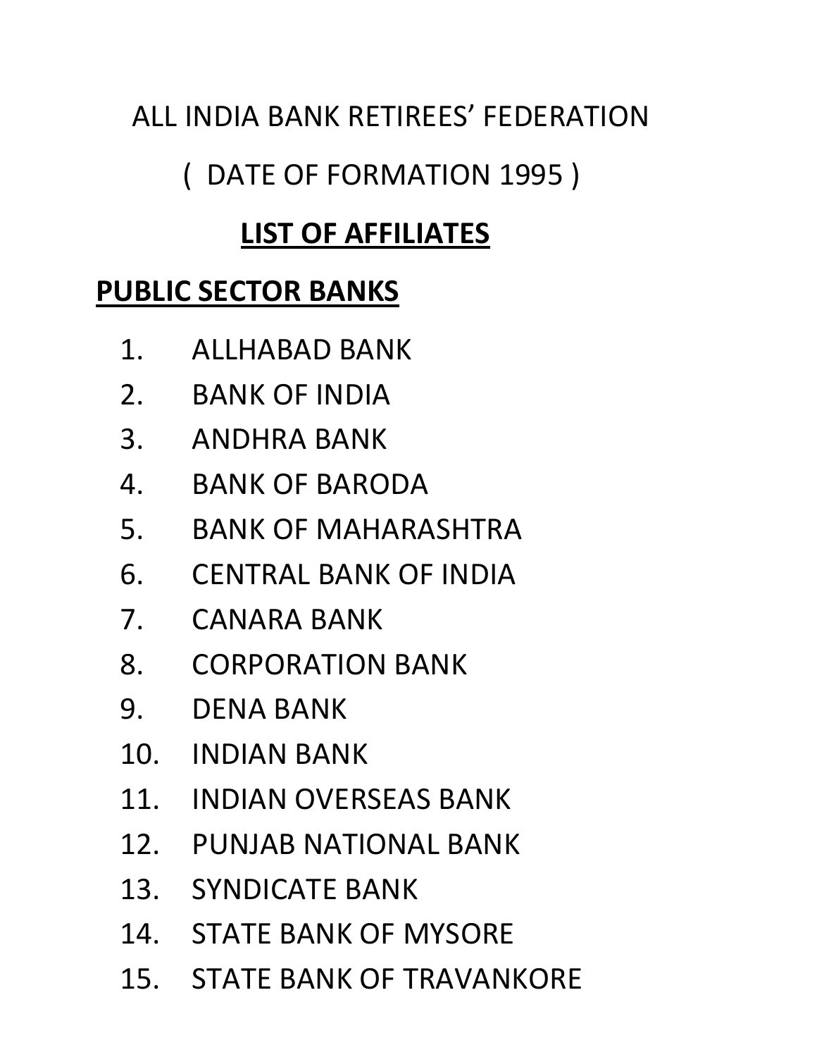# ALL INDIA BANK RETIREES' FEDERATION

( DATE OF FORMATION 1995 )

## LIST OF AFFILIATES

### PUBLIC SECTOR BANKS

1. ALLHABAD BANK
2. BANK OF INDIA
3. ANDHRA BANK
4. BANK OF BARODA
5. BANK OF MAHARASHTRA
6. CENTRAL BANK OF INDIA
7. CANARA BANK
8. CORPORATION BANK
9. DENA BANK
10. INDIAN BANK
11. INDIAN OVERSEAS BANK
12. PUNJAB NATIONAL BANK
13. SYNDICATE BANK
14. STATE BANK OF MYSORE
15. STATE BANK OF TRAVANKORE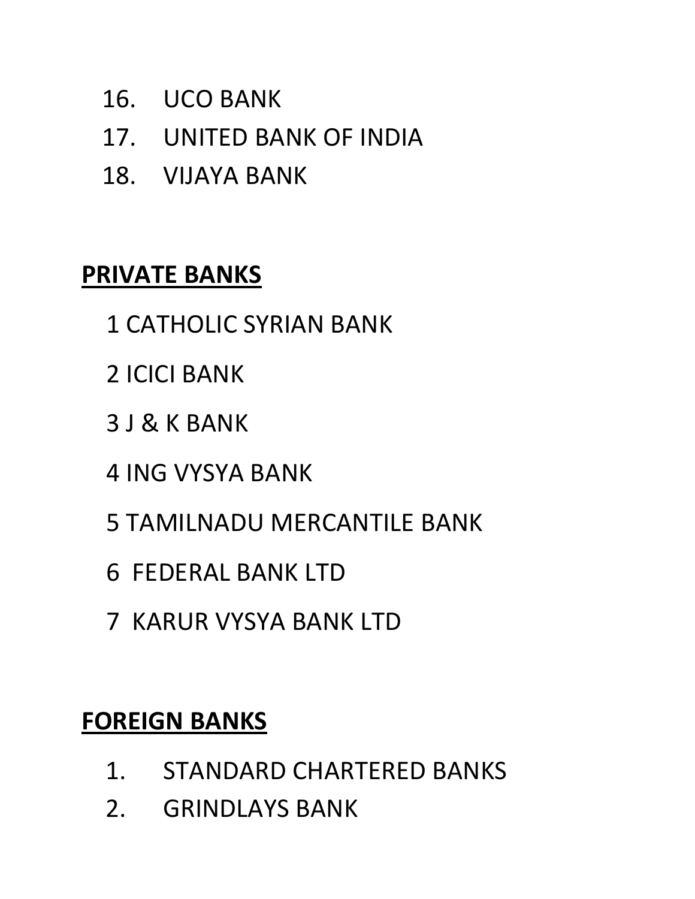16. UCO BANK
17. UNITED BANK OF INDIA
18. VIJAYA BANK

**PRIVATE BANKS**

1 CATHOLIC SYRIAN BANK

2 ICICI BANK

3 J & K BANK

4 ING VYSYA BANK

5 TAMILNADU MERCANTILE BANK

6 FEDERAL BANK LTD

7 KARUR VYSYA BANK LTD

**FOREIGN BANKS**

1. STANDARD CHARTERED BANKS
2. GRINDLAYS BANK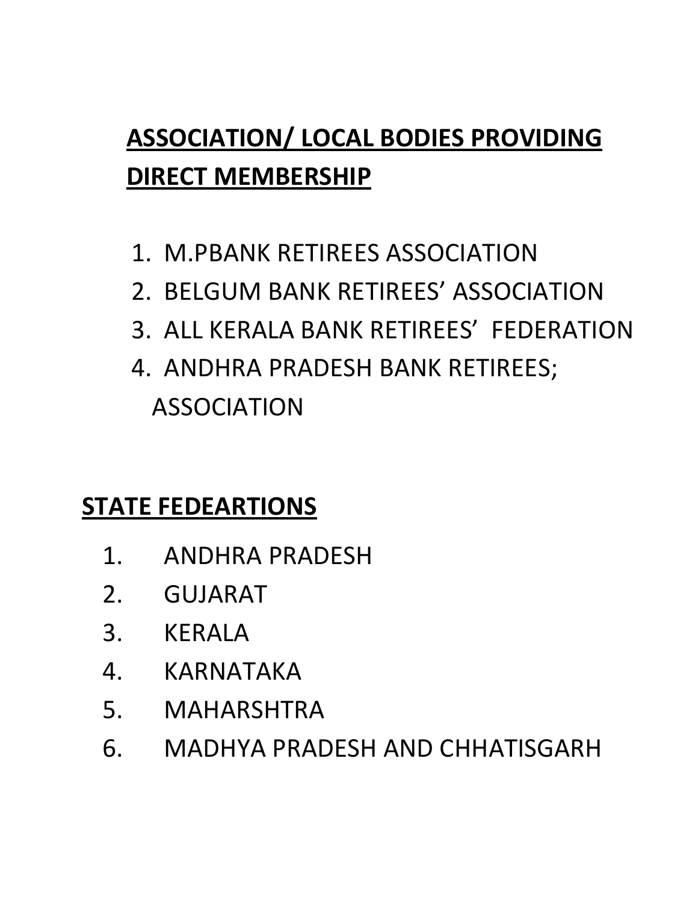## ASSOCIATION/ LOCAL BODIES PROVIDING DIRECT MEMBERSHIP

1. M.PBANK RETIREES ASSOCIATION
2. BELGUM BANK RETIREES' ASSOCIATION
3. ALL KERALA BANK RETIREES' FEDERATION
4. ANDHRA PRADESH BANK RETIREES; ASSOCIATION

## STATE FEDEARTIONS

1. ANDHRA PRADESH
2. GUJARAT
3. KERALA
4. KARNATAKA
5. MAHARSHTRA
6. MADHYA PRADESH AND CHHATISGARH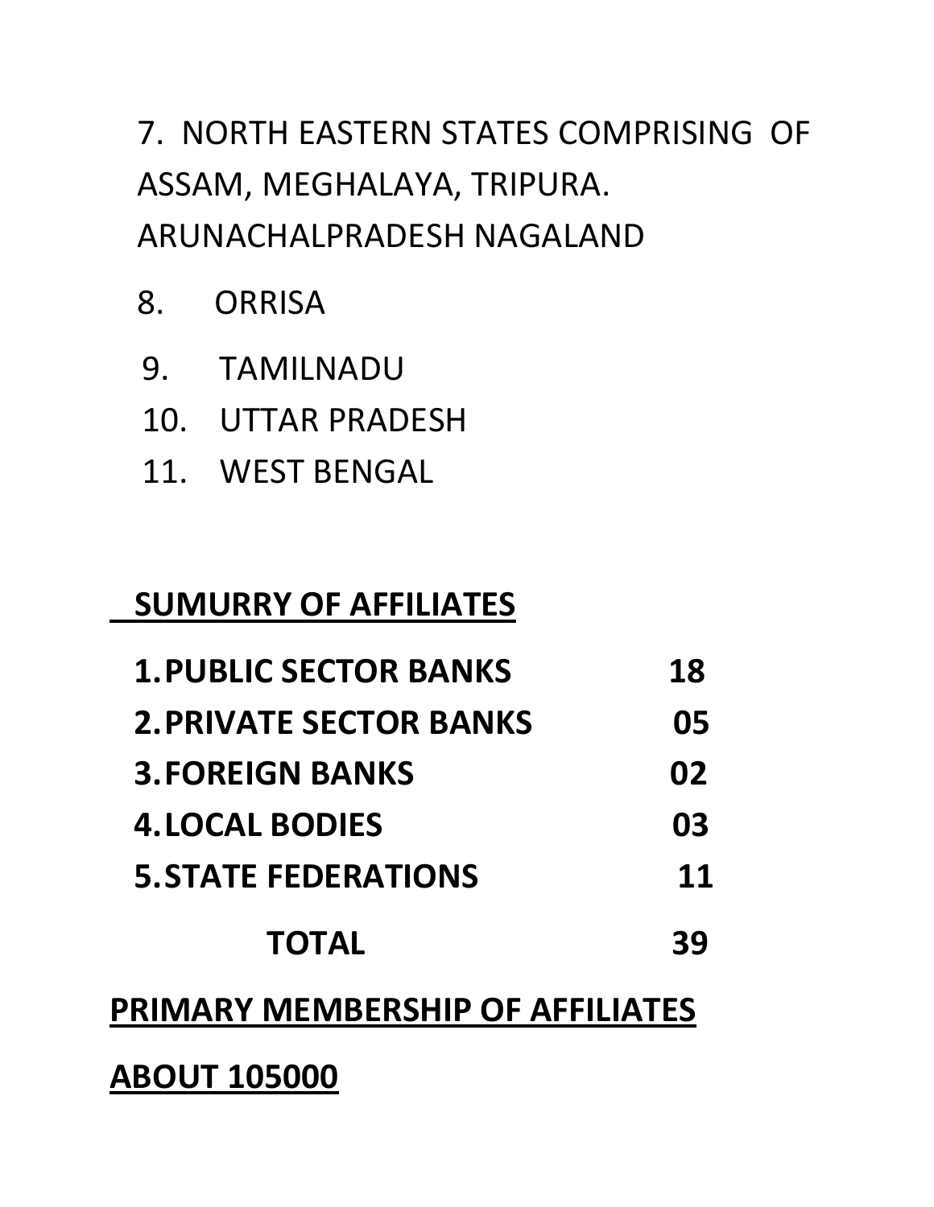7. NORTH EASTERN STATES COMPRISING OF ASSAM, MEGHALAYA, TRIPURA. ARUNACHALPRADESH NAGALAND
8. ORRISA
9. TAMILNADU
10. UTTAR PRADESH
11. WEST BENGAL

## SUMURRY OF AFFILIATES

| | |
|---|---|
| **1. PUBLIC SECTOR BANKS** | **18** |
| **2. PRIVATE SECTOR BANKS** | **05** |
| **3. FOREIGN BANKS** | **02** |
| **4. LOCAL BODIES** | **03** |
| **5. STATE FEDERATIONS** | **11** |
| **TOTAL** | **39** |

**PRIMARY MEMBERSHIP OF AFFILIATES**

**ABOUT 105000**